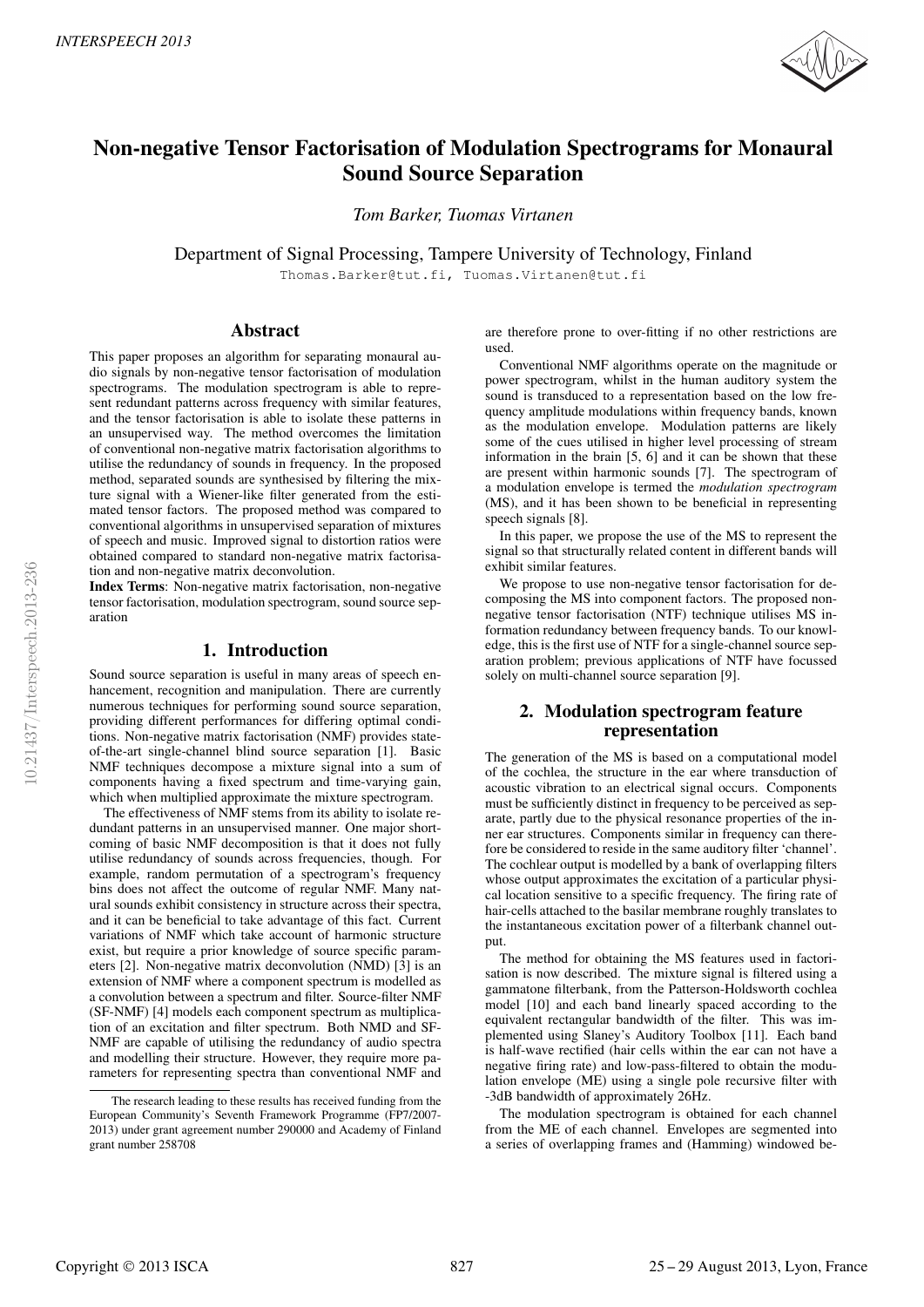# Non-negative Tensor Factorisation of Modulation Spectrograms for Monaural Sound Source Separation

*Tom Barker, Tuomas Virtanen*

Department of Signal Processing, Tampere University of Technology, Finland

Thomas.Barker@tut.fi, Tuomas.Virtanen@tut.fi

## Abstract

This paper proposes an algorithm for separating monaural audio signals by non-negative tensor factorisation of modulation spectrograms. The modulation spectrogram is able to represent redundant patterns across frequency with similar features, and the tensor factorisation is able to isolate these patterns in an unsupervised way. The method overcomes the limitation of conventional non-negative matrix factorisation algorithms to utilise the redundancy of sounds in frequency. In the proposed method, separated sounds are synthesised by filtering the mixture signal with a Wiener-like filter generated from the estimated tensor factors. The proposed method was compared to conventional algorithms in unsupervised separation of mixtures of speech and music. Improved signal to distortion ratios were obtained compared to standard non-negative matrix factorisation and non-negative matrix deconvolution.

**Index Terms**: Non-negative matrix factorisation, non-negative tensor factorisation, modulation spectrogram, sound source separation

## 1. Introduction

Sound source separation is useful in many areas of speech enhancement, recognition and manipulation. There are currently numerous techniques for performing sound source separation, providing different performances for differing optimal conditions. Non-negative matrix factorisation (NMF) provides state-of-the-art single-channel blind source separation [1]. Basic NMF techniques decompose a mixture signal into a sum of components having a fixed spectrum and time-varying gain, which when multiplied approximate the mixture spectrogram.

The effectiveness of NMF stems from its ability to isolate redundant patterns in an unsupervised manner. One major shortcoming of basic NMF decomposition is that it does not fully utilise redundancy of sounds across frequencies, though. For example, random permutation of a spectrogram's frequency bins does not affect the outcome of regular NMF. Many natural sounds exhibit consistency in structure across their spectra, and it can be beneficial to take advantage of this fact. Current variations of NMF which take account of harmonic structure exist, but require a prior knowledge of source specific parameters [2]. Non-negative matrix deconvolution (NMD) [3] is an extension of NMF where a component spectrum is modelled as a convolution between a spectrum and filter. Source-filter NMF (SF-NMF) [4] models each component spectrum as multiplication of an excitation and filter spectrum. Both NMD and SF-NMF are capable of utilising the redundancy of audio spectra and modelling their structure. However, they require more parameters for representing spectra than conventional NMF and are therefore prone to over-fitting if no other restrictions are used.

Conventional NMF algorithms operate on the magnitude or power spectrogram, whilst in the human auditory system the sound is transduced to a representation based on the low frequency amplitude modulations within frequency bands, known as the modulation envelope. Modulation patterns are likely some of the cues utilised in higher level processing of stream information in the brain [5, 6] and it can be shown that these are present within harmonic sounds [7]. The spectrogram of a modulation envelope is termed the *modulation spectrogram* (MS), and it has been shown to be beneficial in representing speech signals [8].

In this paper, we propose the use of the MS to represent the signal so that structurally related content in different bands will exhibit similar features.

We propose to use non-negative tensor factorisation for decomposing the MS into component factors. The proposed non-negative tensor factorisation (NTF) technique utilises MS information redundancy between frequency bands. To our knowledge, this is the first use of NTF for a single-channel source separation problem; previous applications of NTF have focussed solely on multi-channel source separation [9].

## 2. Modulation spectrogram feature representation

The generation of the MS is based on a computational model of the cochlea, the structure in the ear where transduction of acoustic vibration to an electrical signal occurs. Components must be sufficiently distinct in frequency to be perceived as separate, partly due to the physical resonance properties of the inner ear structures. Components similar in frequency can therefore be considered to reside in the same auditory filter 'channel'. The cochlear output is modelled by a bank of overlapping filters whose output approximates the excitation of a particular physical location sensitive to a specific frequency. The firing rate of hair-cells attached to the basilar membrane roughly translates to the instantaneous excitation power of a filterbank channel output.

The method for obtaining the MS features used in factorisation is now described. The mixture signal is filtered using a gammatone filterbank, from the Patterson-Holdsworth cochlea model [10] and each band linearly spaced according to the equivalent rectangular bandwidth of the filter. This was implemented using Slaney's Auditory Toolbox [11]. Each band is half-wave rectified (hair cells within the ear can not have a negative firing rate) and low-pass-filtered to obtain the modulation envelope (ME) using a single pole recursive filter with -3dB bandwidth of approximately 26Hz.

The modulation spectrogram is obtained for each channel from the ME of each channel. Envelopes are segmented into a series of overlapping frames and (Hamming) windowed be-

The research leading to these results has received funding from the European Community's Seventh Framework Programme (FP7/2007-2013) under grant agreement number 290000 and Academy of Finland grant number 258708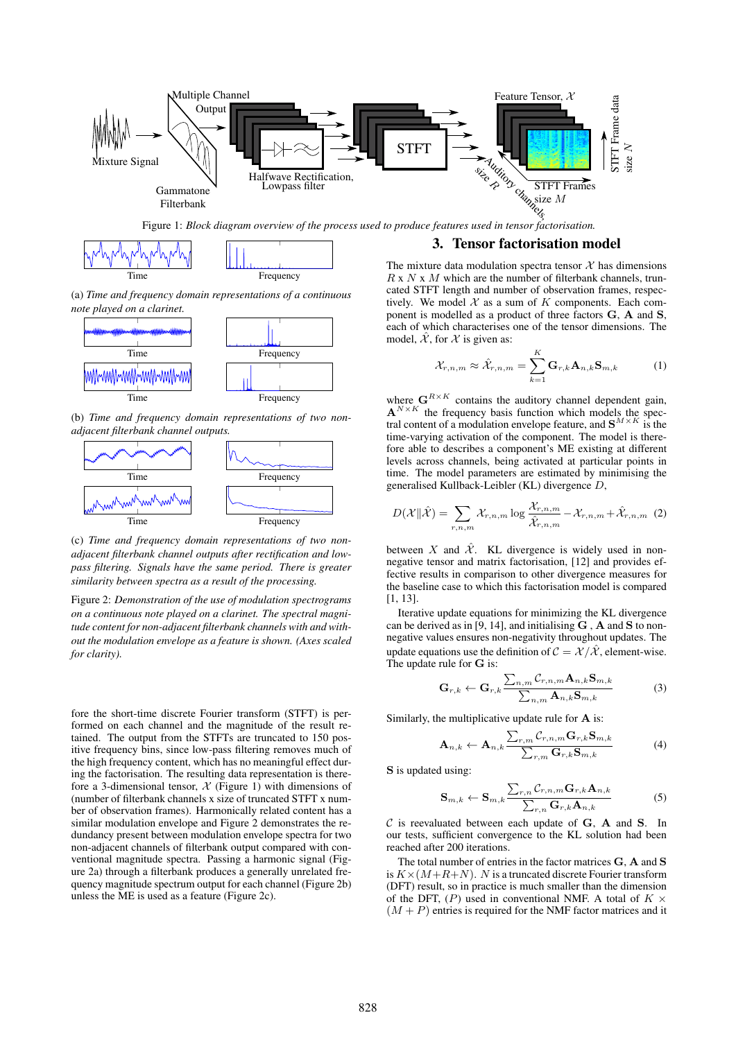Figure 1: *Block diagram overview of the process used to produce features used in tensor factorisation.*

(a) *Time and frequency domain representations of a continuous note played on a clarinet.*

(b) *Time and frequency domain representations of two non-adjacent filterbank channel outputs.*

(c) *Time and frequency domain representations of two non-adjacent filterbank channel outputs after rectification and low-pass filtering. Signals have the same period. There is greater similarity between spectra as a result of the processing.*

Figure 2: *Demonstration of the use of modulation spectrograms on a continuous note played on a clarinet. The spectral magnitude content for non-adjacent filterbank channels with and without the modulation envelope as a feature is shown. (Axes scaled for clarity).*

fore the short-time discrete Fourier transform (STFT) is performed on each channel and the magnitude of the result retained. The output from the STFTs are truncated to 150 positive frequency bins, since low-pass filtering removes much of the high frequency content, which has no meaningful effect during the factorisation. The resulting data representation is therefore a 3-dimensional tensor, $\mathcal{X}$ (Figure 1) with dimensions of (number of filterbank channels x size of truncated STFT x number of observation frames). Harmonically related content has a similar modulation envelope and Figure 2 demonstrates the redundancy present between modulation envelope spectra for two non-adjacent channels of filterbank output compared with conventional magnitude spectra. Passing a harmonic signal (Figure 2a) through a filterbank produces a generally unrelated frequency magnitude spectrum output for each channel (Figure 2b) unless the ME is used as a feature (Figure 2c).

## 3. Tensor factorisation model

The mixture data modulation spectra tensor $\mathcal{X}$ has dimensions $R$ x $N$ x $M$ which are the number of filterbank channels, truncated STFT length and number of observation frames, respectively. We model $\mathcal{X}$ as a sum of $K$ components. Each component is modelled as a product of three factors $\mathbf{G}$, $\mathbf{A}$ and $\mathbf{S}$, each of which characterises one of the tensor dimensions. The model, $\hat{\mathcal{X}}$, for $\mathcal{X}$ is given as:

$$\mathcal{X}_{r,n,m} \approx \hat{\mathcal{X}}_{r,n,m} = \sum_{k=1}^{K} \mathbf{G}_{r,k}\mathbf{A}_{n,k}\mathbf{S}_{m,k} \tag{1}$$

where $\mathbf{G}^{R\times K}$ contains the auditory channel dependent gain, $\mathbf{A}^{N\times K}$ the frequency basis function which models the spectral content of a modulation envelope feature, and $\mathbf{S}^{M\times K}$ is the time-varying activation of the component. The model is therefore able to describes a component's ME existing at different levels across channels, being activated at particular points in time. The model parameters are estimated by minimising the generalised Kullback-Leibler (KL) divergence $D$,

$$D(\mathcal{X}\|\hat{\mathcal{X}}) = \sum_{r,n,m} \mathcal{X}_{r,n,m} \log \frac{\mathcal{X}_{r,n,m}}{\hat{\mathcal{X}}_{r,n,m}} - \mathcal{X}_{r,n,m} + \hat{\mathcal{X}}_{r,n,m} \tag{2}$$

between $X$ and $\hat{\mathcal{X}}$. KL divergence is widely used in non-negative tensor and matrix factorisation, [12] and provides effective results in comparison to other divergence measures for the baseline case to which this factorisation model is compared [1, 13].

Iterative update equations for minimizing the KL divergence can be derived as in [9, 14], and initialising $\mathbf{G}$ , $\mathbf{A}$ and $\mathbf{S}$ to non-negative values ensures non-negativity throughout updates. The update equations use the definition of $\mathcal{C} = \mathcal{X}/\hat{\mathcal{X}}$, element-wise. The update rule for $\mathbf{G}$ is:

$$\mathbf{G}_{r,k} \leftarrow \mathbf{G}_{r,k} \frac{\sum_{n,m} \mathcal{C}_{r,n,m}\mathbf{A}_{n,k}\mathbf{S}_{m,k}}{\sum_{n,m} \mathbf{A}_{n,k}\mathbf{S}_{m,k}} \tag{3}$$

Similarly, the multiplicative update rule for $\mathbf{A}$ is:

$$\mathbf{A}_{n,k} \leftarrow \mathbf{A}_{n,k} \frac{\sum_{r,m} \mathcal{C}_{r,n,m}\mathbf{G}_{r,k}\mathbf{S}_{m,k}}{\sum_{r,m} \mathbf{G}_{r,k}\mathbf{S}_{m,k}} \tag{4}$$

$\mathbf{S}$ is updated using:

$$\mathbf{S}_{m,k} \leftarrow \mathbf{S}_{m,k} \frac{\sum_{r,n} \mathcal{C}_{r,n,m}\mathbf{G}_{r,k}\mathbf{A}_{n,k}}{\sum_{r,n} \mathbf{G}_{r,k}\mathbf{A}_{n,k}} \tag{5}$$

$\mathcal{C}$ is reevaluated between each update of $\mathbf{G}$, $\mathbf{A}$ and $\mathbf{S}$. In our tests, sufficient convergence to the KL solution had been reached after 200 iterations.

The total number of entries in the factor matrices $\mathbf{G}$, $\mathbf{A}$ and $\mathbf{S}$ is $K\times(M+R+N)$. $N$ is a truncated discrete Fourier transform (DFT) result, so in practice is much smaller than the dimension of the DFT, $(P)$ used in conventional NMF. A total of $K \times (M + P)$ entries is required for the NMF factor matrices and it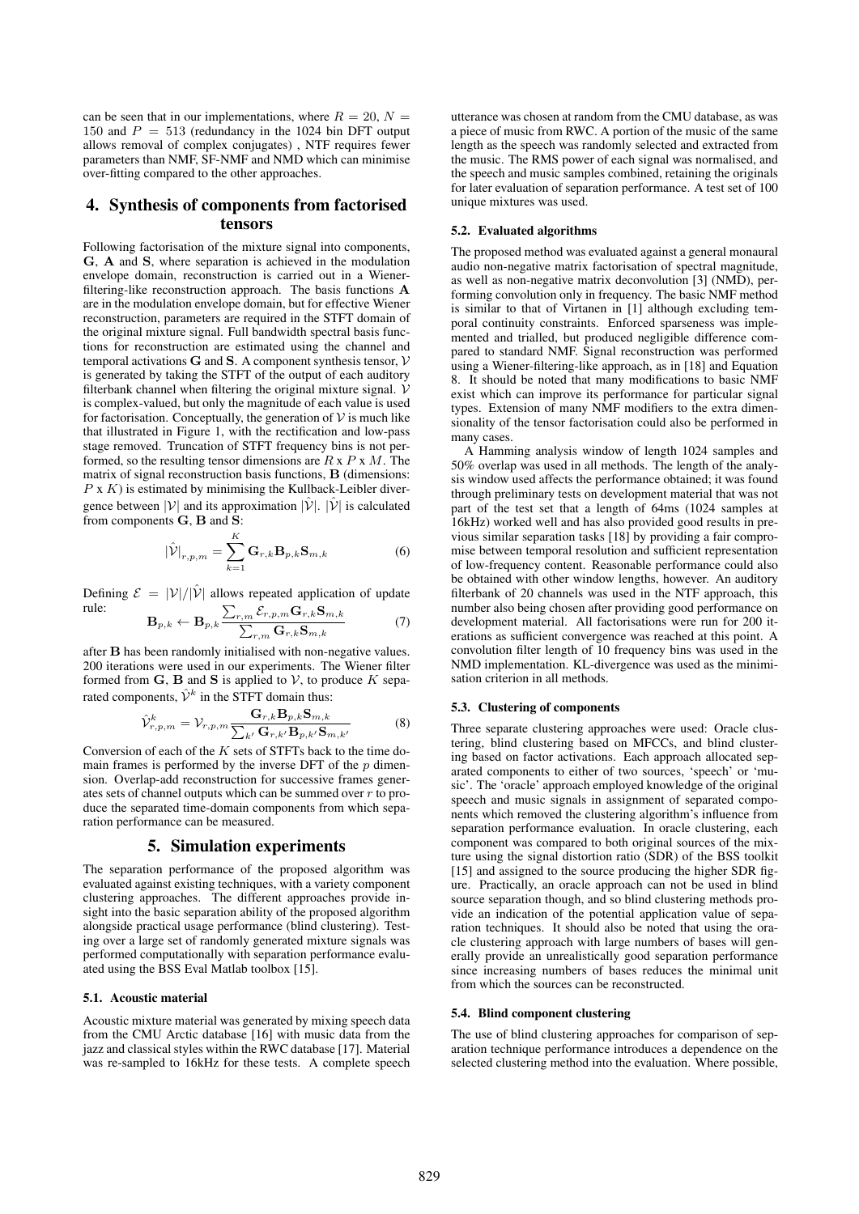can be seen that in our implementations, where $R = 20$, $N = 150$ and $P = 513$ (redundancy in the 1024 bin DFT output allows removal of complex conjugates) , NTF requires fewer parameters than NMF, SF-NMF and NMD which can minimise over-fitting compared to the other approaches.

## 4. Synthesis of components from factorised tensors

Following factorisation of the mixture signal into components, $\mathbf{G}$, $\mathbf{A}$ and $\mathbf{S}$, where separation is achieved in the modulation envelope domain, reconstruction is carried out in a Wiener-filtering-like reconstruction approach. The basis functions $\mathbf{A}$ are in the modulation envelope domain, but for effective Wiener reconstruction, parameters are required in the STFT domain of the original mixture signal. Full bandwidth spectral basis functions for reconstruction are estimated using the channel and temporal activations $\mathbf{G}$ and $\mathbf{S}$. A component synthesis tensor, $\mathcal{V}$ is generated by taking the STFT of the output of each auditory filterbank channel when filtering the original mixture signal. $\mathcal{V}$ is complex-valued, but only the magnitude of each value is used for factorisation. Conceptually, the generation of $\mathcal{V}$ is much like that illustrated in Figure 1, with the rectification and low-pass stage removed. Truncation of STFT frequency bins is not performed, so the resulting tensor dimensions are $R$ x $P$ x $M$. The matrix of signal reconstruction basis functions, $\mathbf{B}$ (dimensions: $P$ x $K$) is estimated by minimising the Kullback-Leibler divergence between $|\mathcal{V}|$ and its approximation $|\hat{\mathcal{V}}|$. $|\hat{\mathcal{V}}|$ is calculated from components $\mathbf{G}$, $\mathbf{B}$ and $\mathbf{S}$:

$$|\hat{\mathcal{V}}|_{r,p,m} = \sum_{k=1}^{K} \mathbf{G}_{r,k}\mathbf{B}_{p,k}\mathbf{S}_{m,k} \tag{6}$$

Defining $\mathcal{E} = |\mathcal{V}|/|\hat{\mathcal{V}}|$ allows repeated application of update rule:

$$\mathbf{B}_{p,k} \leftarrow \mathbf{B}_{p,k}\frac{\sum_{r,m}\mathcal{E}_{r,p,m}\mathbf{G}_{r,k}\mathbf{S}_{m,k}}{\sum_{r,m}\mathbf{G}_{r,k}\mathbf{S}_{m,k}} \tag{7}$$

after $\mathbf{B}$ has been randomly initialised with non-negative values. 200 iterations were used in our experiments. The Wiener filter formed from $\mathbf{G}$, $\mathbf{B}$ and $\mathbf{S}$ is applied to $\mathcal{V}$, to produce $K$ separated components, $\hat{\mathcal{V}}^k$ in the STFT domain thus:

$$\hat{\mathcal{V}}^{k}_{r,p,m} = \mathcal{V}_{r,p,m}\frac{\mathbf{G}_{r,k}\mathbf{B}_{p,k}\mathbf{S}_{m,k}}{\sum_{k'}\mathbf{G}_{r,k'}\mathbf{B}_{p,k'}\mathbf{S}_{m,k'}} \tag{8}$$

Conversion of each of the $K$ sets of STFTs back to the time domain frames is performed by the inverse DFT of the $p$ dimension. Overlap-add reconstruction for successive frames generates sets of channel outputs which can be summed over $r$ to produce the separated time-domain components from which separation performance can be measured.

## 5. Simulation experiments

The separation performance of the proposed algorithm was evaluated against existing techniques, with a variety component clustering approaches. The different approaches provide insight into the basic separation ability of the proposed algorithm alongside practical usage performance (blind clustering). Testing over a large set of randomly generated mixture signals was performed computationally with separation performance evaluated using the BSS Eval Matlab toolbox [15].

### 5.1. Acoustic material

Acoustic mixture material was generated by mixing speech data from the CMU Arctic database [16] with music data from the jazz and classical styles within the RWC database [17]. Material was re-sampled to 16kHz for these tests. A complete speech utterance was chosen at random from the CMU database, as was a piece of music from RWC. A portion of the music of the same length as the speech was randomly selected and extracted from the music. The RMS power of each signal was normalised, and the speech and music samples combined, retaining the originals for later evaluation of separation performance. A test set of 100 unique mixtures was used.

### 5.2. Evaluated algorithms

The proposed method was evaluated against a general monaural audio non-negative matrix factorisation of spectral magnitude, as well as non-negative matrix deconvolution [3] (NMD), performing convolution only in frequency. The basic NMF method is similar to that of Virtanen in [1] although excluding temporal continuity constraints. Enforced sparseness was implemented and trialled, but produced negligible difference compared to standard NMF. Signal reconstruction was performed using a Wiener-filtering-like approach, as in [18] and Equation 8. It should be noted that many modifications to basic NMF exist which can improve its performance for particular signal types. Extension of many NMF modifiers to the extra dimensionality of the tensor factorisation could also be performed in many cases.

A Hamming analysis window of length 1024 samples and 50% overlap was used in all methods. The length of the analysis window used affects the performance obtained; it was found through preliminary tests on development material that was not part of the test set that a length of 64ms (1024 samples at 16kHz) worked well and has also provided good results in previous similar separation tasks [18] by providing a fair compromise between temporal resolution and sufficient representation of low-frequency content. Reasonable performance could also be obtained with other window lengths, however. An auditory filterbank of 20 channels was used in the NTF approach, this number also being chosen after providing good performance on development material. All factorisations were run for 200 iterations as sufficient convergence was reached at this point. A convolution filter length of 10 frequency bins was used in the NMD implementation. KL-divergence was used as the minimisation criterion in all methods.

### 5.3. Clustering of components

Three separate clustering approaches were used: Oracle clustering, blind clustering based on MFCCs, and blind clustering based on factor activations. Each approach allocated separated components to either of two sources, 'speech' or 'music'. The 'oracle' approach employed knowledge of the original speech and music signals in assignment of separated components which removed the clustering algorithm's influence from separation performance evaluation. In oracle clustering, each component was compared to both original sources of the mixture using the signal distortion ratio (SDR) of the BSS toolkit [15] and assigned to the source producing the higher SDR figure. Practically, an oracle approach can not be used in blind source separation though, and so blind clustering methods provide an indication of the potential application value of separation techniques. It should also be noted that using the oracle clustering approach with large numbers of bases will generally provide an unrealistically good separation performance since increasing numbers of bases reduces the minimal unit from which the sources can be reconstructed.

### 5.4. Blind component clustering

The use of blind clustering approaches for comparison of separation technique performance introduces a dependence on the selected clustering method into the evaluation. Where possible,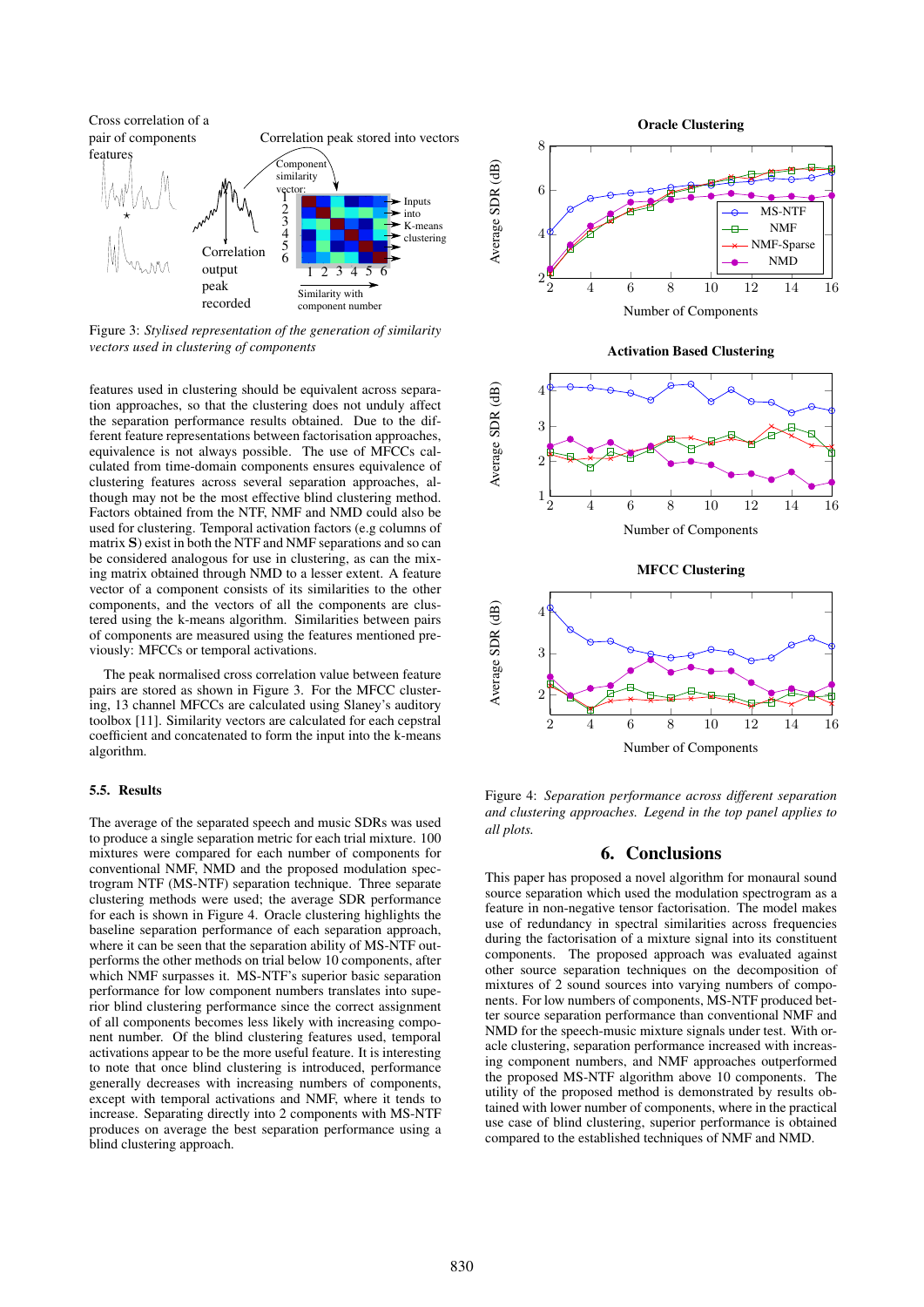Figure 3: *Stylised representation of the generation of similarity vectors used in clustering of components*

features used in clustering should be equivalent across separation approaches, so that the clustering does not unduly affect the separation performance results obtained. Due to the different feature representations between factorisation approaches, equivalence is not always possible. The use of MFCCs calculated from time-domain components ensures equivalence of clustering features across several separation approaches, although may not be the most effective blind clustering method. Factors obtained from the NTF, NMF and NMD could also be used for clustering. Temporal activation factors (e.g columns of matrix **S**) exist in both the NTF and NMF separations and so can be considered analogous for use in clustering, as can the mixing matrix obtained through NMD to a lesser extent. A feature vector of a component consists of its similarities to the other components, and the vectors of all the components are clustered using the k-means algorithm. Similarities between pairs of components are measured using the features mentioned previously: MFCCs or temporal activations.

The peak normalised cross correlation value between feature pairs are stored as shown in Figure 3. For the MFCC clustering, 13 channel MFCCs are calculated using Slaney's auditory toolbox [11]. Similarity vectors are calculated for each cepstral coefficient and concatenated to form the input into the k-means algorithm.

### 5.5. Results

The average of the separated speech and music SDRs was used to produce a single separation metric for each trial mixture. 100 mixtures were compared for each number of components for conventional NMF, NMD and the proposed modulation spectrogram NTF (MS-NTF) separation technique. Three separate clustering methods were used; the average SDR performance for each is shown in Figure 4. Oracle clustering highlights the baseline separation performance of each separation approach, where it can be seen that the separation ability of MS-NTF outperforms the other methods on trial below 10 components, after which NMF surpasses it. MS-NTF's superior basic separation performance for low component numbers translates into superior blind clustering performance since the correct assignment of all components becomes less likely with increasing component number. Of the blind clustering features used, temporal activations appear to be the more useful feature. It is interesting to note that once blind clustering is introduced, performance generally decreases with increasing numbers of components, except with temporal activations and NMF, where it tends to increase. Separating directly into 2 components with MS-NTF produces on average the best separation performance using a blind clustering approach.

Figure 4: *Separation performance across different separation and clustering approaches. Legend in the top panel applies to all plots.*

## 6. Conclusions

This paper has proposed a novel algorithm for monaural sound source separation which used the modulation spectrogram as a feature in non-negative tensor factorisation. The model makes use of redundancy in spectral similarities across frequencies during the factorisation of a mixture signal into its constituent components. The proposed approach was evaluated against other source separation techniques on the decomposition of mixtures of 2 sound sources into varying numbers of components. For low numbers of components, MS-NTF produced better source separation performance than conventional NMF and NMD for the speech-music mixture signals under test. With oracle clustering, separation performance increased with increasing component numbers, and NMF approaches outperformed the proposed MS-NTF algorithm above 10 components. The utility of the proposed method is demonstrated by results obtained with lower number of components, where in the practical use case of blind clustering, superior performance is obtained compared to the established techniques of NMF and NMD.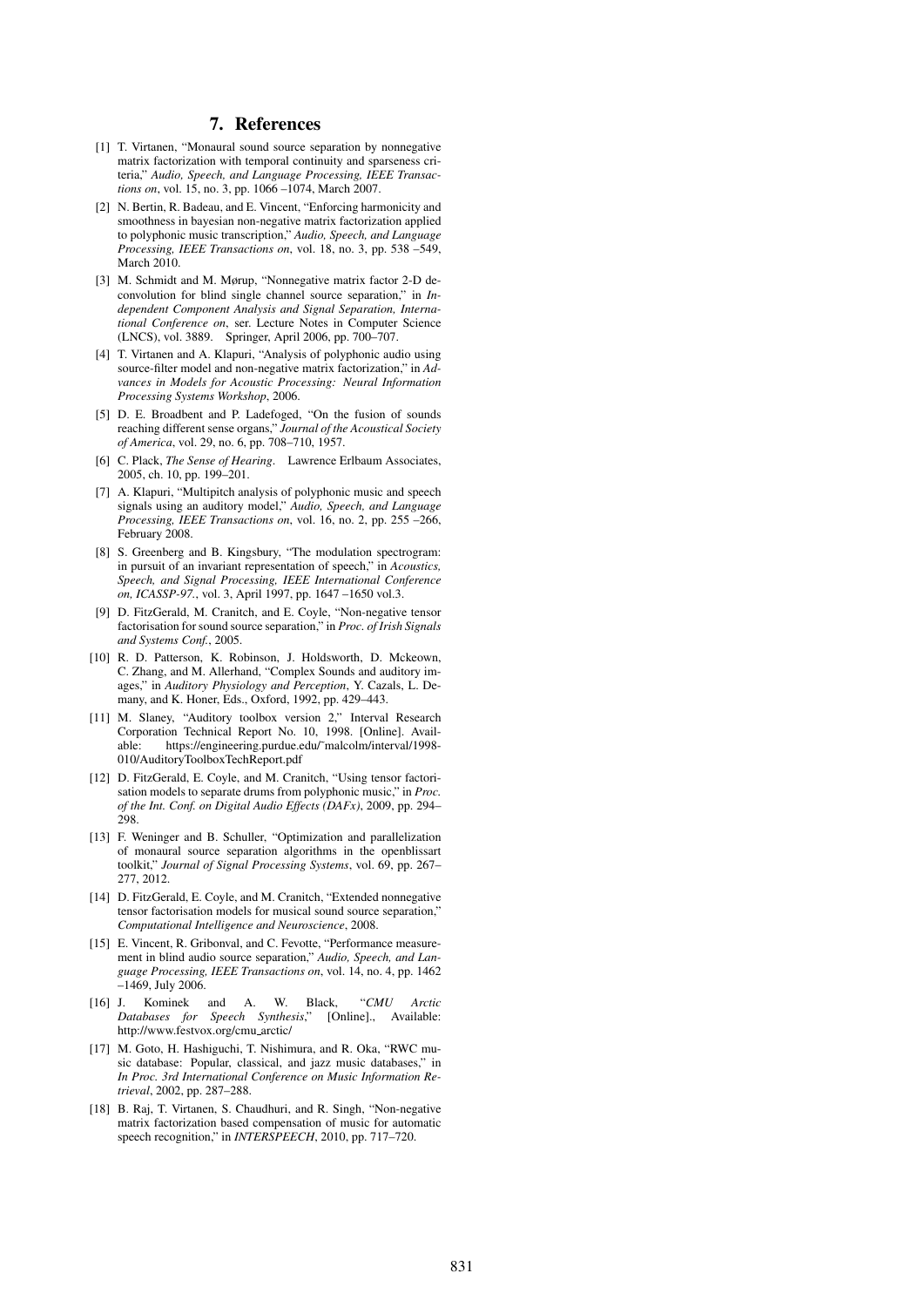## 7. References

[1] T. Virtanen, "Monaural sound source separation by nonnegative matrix factorization with temporal continuity and sparseness criteria," *Audio, Speech, and Language Processing, IEEE Transactions on*, vol. 15, no. 3, pp. 1066 –1074, March 2007.

[2] N. Bertin, R. Badeau, and E. Vincent, "Enforcing harmonicity and smoothness in bayesian non-negative matrix factorization applied to polyphonic music transcription," *Audio, Speech, and Language Processing, IEEE Transactions on*, vol. 18, no. 3, pp. 538 –549, March 2010.

[3] M. Schmidt and M. Mørup, "Nonnegative matrix factor 2-D deconvolution for blind single channel source separation," in *Independent Component Analysis and Signal Separation, International Conference on*, ser. Lecture Notes in Computer Science (LNCS), vol. 3889. Springer, April 2006, pp. 700–707.

[4] T. Virtanen and A. Klapuri, "Analysis of polyphonic audio using source-filter model and non-negative matrix factorization," in *Advances in Models for Acoustic Processing: Neural Information Processing Systems Workshop*, 2006.

[5] D. E. Broadbent and P. Ladefoged, "On the fusion of sounds reaching different sense organs," *Journal of the Acoustical Society of America*, vol. 29, no. 6, pp. 708–710, 1957.

[6] C. Plack, *The Sense of Hearing*. Lawrence Erlbaum Associates, 2005, ch. 10, pp. 199–201.

[7] A. Klapuri, "Multipitch analysis of polyphonic music and speech signals using an auditory model," *Audio, Speech, and Language Processing, IEEE Transactions on*, vol. 16, no. 2, pp. 255 –266, February 2008.

[8] S. Greenberg and B. Kingsbury, "The modulation spectrogram: in pursuit of an invariant representation of speech," in *Acoustics, Speech, and Signal Processing, IEEE International Conference on, ICASSP-97.*, vol. 3, April 1997, pp. 1647 –1650 vol.3.

[9] D. FitzGerald, M. Cranitch, and E. Coyle, "Non-negative tensor factorisation for sound source separation," in *Proc. of Irish Signals and Systems Conf.*, 2005.

[10] R. D. Patterson, K. Robinson, J. Holdsworth, D. Mckeown, C. Zhang, and M. Allerhand, "Complex Sounds and auditory images," in *Auditory Physiology and Perception*, Y. Cazals, L. Demany, and K. Honer, Eds., Oxford, 1992, pp. 429–443.

[11] M. Slaney, "Auditory toolbox version 2," Interval Research Corporation Technical Report No. 10, 1998. [Online]. Available: https://engineering.purdue.edu/~malcolm/interval/1998-010/AuditoryToolboxTechReport.pdf

[12] D. FitzGerald, E. Coyle, and M. Cranitch, "Using tensor factorisation models to separate drums from polyphonic music," in *Proc. of the Int. Conf. on Digital Audio Effects (DAFx)*, 2009, pp. 294–298.

[13] F. Weninger and B. Schuller, "Optimization and parallelization of monaural source separation algorithms in the openblissart toolkit," *Journal of Signal Processing Systems*, vol. 69, pp. 267–277, 2012.

[14] D. FitzGerald, E. Coyle, and M. Cranitch, "Extended nonnegative tensor factorisation models for musical sound source separation," *Computational Intelligence and Neuroscience*, 2008.

[15] E. Vincent, R. Gribonval, and C. Fevotte, "Performance measurement in blind audio source separation," *Audio, Speech, and Language Processing, IEEE Transactions on*, vol. 14, no. 4, pp. 1462 –1469, July 2006.

[16] J. Kominek and A. W. Black, "*CMU Arctic Databases for Speech Synthesis*," [Online]., Available: http://www.festvox.org/cmu_arctic/

[17] M. Goto, H. Hashiguchi, T. Nishimura, and R. Oka, "RWC music database: Popular, classical, and jazz music databases," in *In Proc. 3rd International Conference on Music Information Retrieval*, 2002, pp. 287–288.

[18] B. Raj, T. Virtanen, S. Chaudhuri, and R. Singh, "Non-negative matrix factorization based compensation of music for automatic speech recognition," in *INTERSPEECH*, 2010, pp. 717–720.